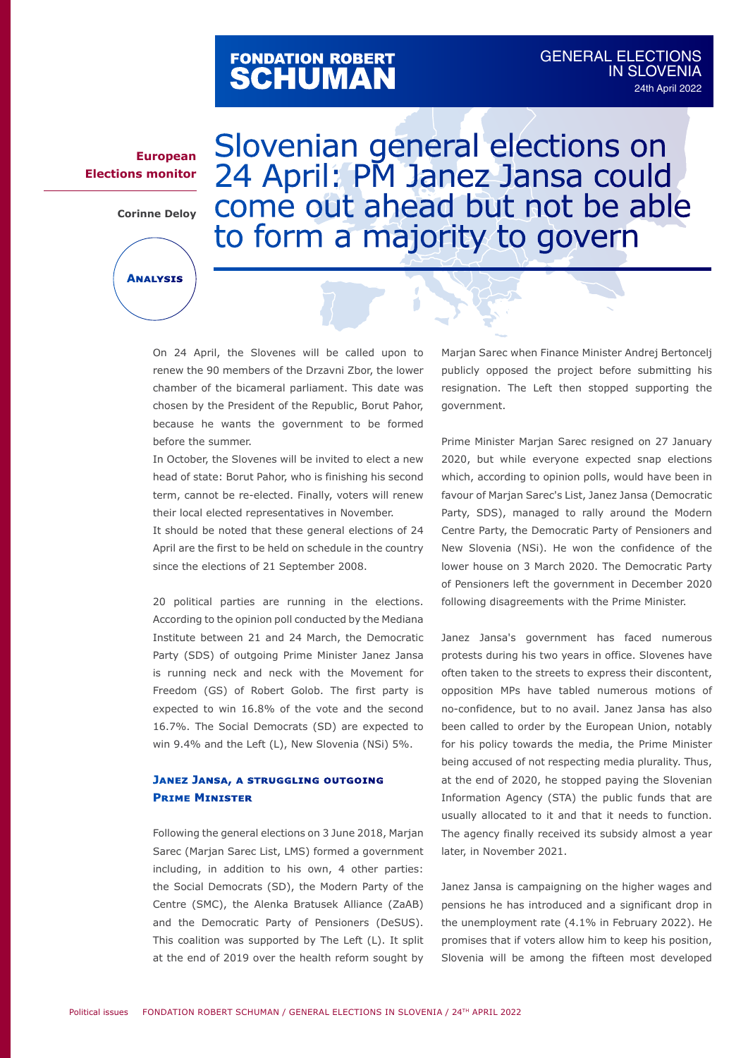FONDATION ROBERT SCHUMAN

GENERAL ELECTIONS IN SLOVENIA
24th April 2022

**European Elections monitor**

**Corinne Deloy**

**ANALYSIS**

# Slovenian general elections on 24 April: PM Janez Jansa could come out ahead but not be able to form a majority to govern

On 24 April, the Slovenes will be called upon to renew the 90 members of the Drzavni Zbor, the lower chamber of the bicameral parliament. This date was chosen by the President of the Republic, Borut Pahor, because he wants the government to be formed before the summer.

In October, the Slovenes will be invited to elect a new head of state: Borut Pahor, who is finishing his second term, cannot be re-elected. Finally, voters will renew their local elected representatives in November.

It should be noted that these general elections of 24 April are the first to be held on schedule in the country since the elections of 21 September 2008.

20 political parties are running in the elections. According to the opinion poll conducted by the Mediana Institute between 21 and 24 March, the Democratic Party (SDS) of outgoing Prime Minister Janez Jansa is running neck and neck with the Movement for Freedom (GS) of Robert Golob. The first party is expected to win 16.8% of the vote and the second 16.7%. The Social Democrats (SD) are expected to win 9.4% and the Left (L), New Slovenia (NSi) 5%.

## Janez Jansa, a struggling outgoing Prime Minister

Following the general elections on 3 June 2018, Marjan Sarec (Marjan Sarec List, LMS) formed a government including, in addition to his own, 4 other parties: the Social Democrats (SD), the Modern Party of the Centre (SMC), the Alenka Bratusek Alliance (ZaAB) and the Democratic Party of Pensioners (DeSUS). This coalition was supported by The Left (L). It split at the end of 2019 over the health reform sought by Marjan Sarec when Finance Minister Andrej Bertoncelj publicly opposed the project before submitting his resignation. The Left then stopped supporting the government.

Prime Minister Marjan Sarec resigned on 27 January 2020, but while everyone expected snap elections which, according to opinion polls, would have been in favour of Marjan Sarec's List, Janez Jansa (Democratic Party, SDS), managed to rally around the Modern Centre Party, the Democratic Party of Pensioners and New Slovenia (NSi). He won the confidence of the lower house on 3 March 2020. The Democratic Party of Pensioners left the government in December 2020 following disagreements with the Prime Minister.

Janez Jansa's government has faced numerous protests during his two years in office. Slovenes have often taken to the streets to express their discontent, opposition MPs have tabled numerous motions of no-confidence, but to no avail. Janez Jansa has also been called to order by the European Union, notably for his policy towards the media, the Prime Minister being accused of not respecting media plurality. Thus, at the end of 2020, he stopped paying the Slovenian Information Agency (STA) the public funds that are usually allocated to it and that it needs to function. The agency finally received its subsidy almost a year later, in November 2021.

Janez Jansa is campaigning on the higher wages and pensions he has introduced and a significant drop in the unemployment rate (4.1% in February 2022). He promises that if voters allow him to keep his position, Slovenia will be among the fifteen most developed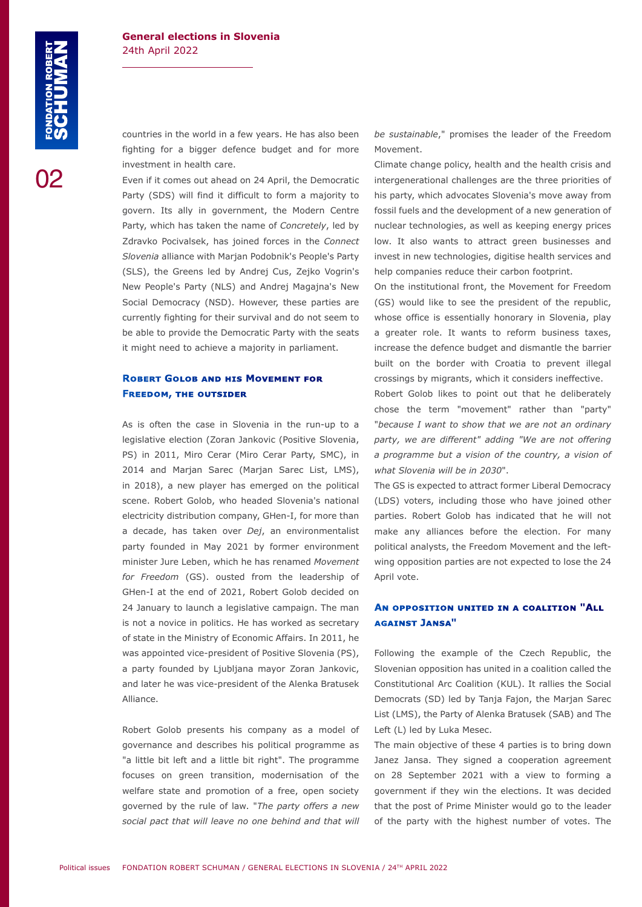countries in the world in a few years. He has also been fighting for a bigger defence budget and for more investment in health care.

Even if it comes out ahead on 24 April, the Democratic Party (SDS) will find it difficult to form a majority to govern. Its ally in government, the Modern Centre Party, which has taken the name of *Concretely*, led by Zdravko Pocivalsek, has joined forces in the *Connect Slovenia* alliance with Marjan Podobnik's People's Party (SLS), the Greens led by Andrej Cus, Zejko Vogrin's New People's Party (NLS) and Andrej Magajna's New Social Democracy (NSD). However, these parties are currently fighting for their survival and do not seem to be able to provide the Democratic Party with the seats it might need to achieve a majority in parliament.

### Robert Golob and his Movement for Freedom, the outsider

As is often the case in Slovenia in the run-up to a legislative election (Zoran Jankovic (Positive Slovenia, PS) in 2011, Miro Cerar (Miro Cerar Party, SMC), in 2014 and Marjan Sarec (Marjan Sarec List, LMS), in 2018), a new player has emerged on the political scene. Robert Golob, who headed Slovenia's national electricity distribution company, GHen-I, for more than a decade, has taken over *Dej*, an environmentalist party founded in May 2021 by former environment minister Jure Leben, which he has renamed *Movement for Freedom* (GS). ousted from the leadership of GHen-I at the end of 2021, Robert Golob decided on 24 January to launch a legislative campaign. The man is not a novice in politics. He has worked as secretary of state in the Ministry of Economic Affairs. In 2011, he was appointed vice-president of Positive Slovenia (PS), a party founded by Ljubljana mayor Zoran Jankovic, and later he was vice-president of the Alenka Bratusek Alliance.

Robert Golob presents his company as a model of governance and describes his political programme as "a little bit left and a little bit right". The programme focuses on green transition, modernisation of the welfare state and promotion of a free, open society governed by the rule of law. "*The party offers a new social pact that will leave no one behind and that will be sustainable*," promises the leader of the Freedom Movement.

Climate change policy, health and the health crisis and intergenerational challenges are the three priorities of his party, which advocates Slovenia's move away from fossil fuels and the development of a new generation of nuclear technologies, as well as keeping energy prices low. It also wants to attract green businesses and invest in new technologies, digitise health services and help companies reduce their carbon footprint.

On the institutional front, the Movement for Freedom (GS) would like to see the president of the republic, whose office is essentially honorary in Slovenia, play a greater role. It wants to reform business taxes, increase the defence budget and dismantle the barrier built on the border with Croatia to prevent illegal crossings by migrants, which it considers ineffective.

Robert Golob likes to point out that he deliberately chose the term "movement" rather than "party" "*because I want to show that we are not an ordinary party, we are different" adding "We are not offering a programme but a vision of the country, a vision of what Slovenia will be in 2030*".

The GS is expected to attract former Liberal Democracy (LDS) voters, including those who have joined other parties. Robert Golob has indicated that he will not make any alliances before the election. For many political analysts, the Freedom Movement and the left-wing opposition parties are not expected to lose the 24 April vote.

### An opposition united in a coalition "All against Jansa"

Following the example of the Czech Republic, the Slovenian opposition has united in a coalition called the Constitutional Arc Coalition (KUL). It rallies the Social Democrats (SD) led by Tanja Fajon, the Marjan Sarec List (LMS), the Party of Alenka Bratusek (SAB) and The Left (L) led by Luka Mesec.

The main objective of these 4 parties is to bring down Janez Jansa. They signed a cooperation agreement on 28 September 2021 with a view to forming a government if they win the elections. It was decided that the post of Prime Minister would go to the leader of the party with the highest number of votes. The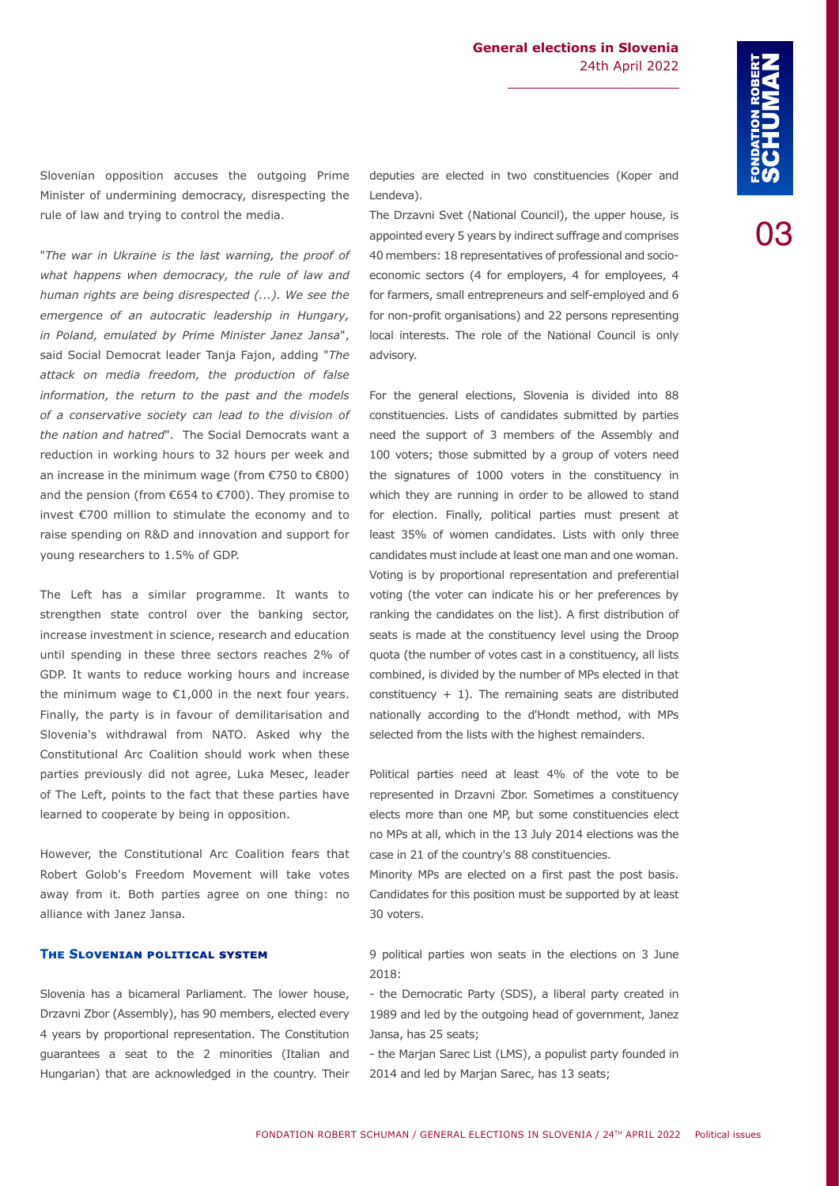Slovenian opposition accuses the outgoing Prime Minister of undermining democracy, disrespecting the rule of law and trying to control the media.

"*The war in Ukraine is the last warning, the proof of what happens when democracy, the rule of law and human rights are being disrespected (...). We see the emergence of an autocratic leadership in Hungary, in Poland, emulated by Prime Minister Janez Jansa*", said Social Democrat leader Tanja Fajon, adding "*The attack on media freedom, the production of false information, the return to the past and the models of a conservative society can lead to the division of the nation and hatred*". The Social Democrats want a reduction in working hours to 32 hours per week and an increase in the minimum wage (from €750 to €800) and the pension (from €654 to €700). They promise to invest €700 million to stimulate the economy and to raise spending on R&D and innovation and support for young researchers to 1.5% of GDP.

The Left has a similar programme. It wants to strengthen state control over the banking sector, increase investment in science, research and education until spending in these three sectors reaches 2% of GDP. It wants to reduce working hours and increase the minimum wage to €1,000 in the next four years. Finally, the party is in favour of demilitarisation and Slovenia's withdrawal from NATO. Asked why the Constitutional Arc Coalition should work when these parties previously did not agree, Luka Mesec, leader of The Left, points to the fact that these parties have learned to cooperate by being in opposition.

However, the Constitutional Arc Coalition fears that Robert Golob's Freedom Movement will take votes away from it. Both parties agree on one thing: no alliance with Janez Jansa.

### The Slovenian political system

Slovenia has a bicameral Parliament. The lower house, Drzavni Zbor (Assembly), has 90 members, elected every 4 years by proportional representation. The Constitution guarantees a seat to the 2 minorities (Italian and Hungarian) that are acknowledged in the country. Their deputies are elected in two constituencies (Koper and Lendeva).

The Drzavni Svet (National Council), the upper house, is appointed every 5 years by indirect suffrage and comprises 40 members: 18 representatives of professional and socio-economic sectors (4 for employers, 4 for employees, 4 for farmers, small entrepreneurs and self-employed and 6 for non-profit organisations) and 22 persons representing local interests. The role of the National Council is only advisory.

For the general elections, Slovenia is divided into 88 constituencies. Lists of candidates submitted by parties need the support of 3 members of the Assembly and 100 voters; those submitted by a group of voters need the signatures of 1000 voters in the constituency in which they are running in order to be allowed to stand for election. Finally, political parties must present at least 35% of women candidates. Lists with only three candidates must include at least one man and one woman. Voting is by proportional representation and preferential voting (the voter can indicate his or her preferences by ranking the candidates on the list). A first distribution of seats is made at the constituency level using the Droop quota (the number of votes cast in a constituency, all lists combined, is divided by the number of MPs elected in that constituency + 1). The remaining seats are distributed nationally according to the d'Hondt method, with MPs selected from the lists with the highest remainders.

Political parties need at least 4% of the vote to be represented in Drzavni Zbor. Sometimes a constituency elects more than one MP, but some constituencies elect no MPs at all, which in the 13 July 2014 elections was the case in 21 of the country's 88 constituencies.

Minority MPs are elected on a first past the post basis. Candidates for this position must be supported by at least 30 voters.

9 political parties won seats in the elections on 3 June 2018:

- the Democratic Party (SDS), a liberal party created in 1989 and led by the outgoing head of government, Janez Jansa, has 25 seats;
- the Marjan Sarec List (LMS), a populist party founded in 2014 and led by Marjan Sarec, has 13 seats;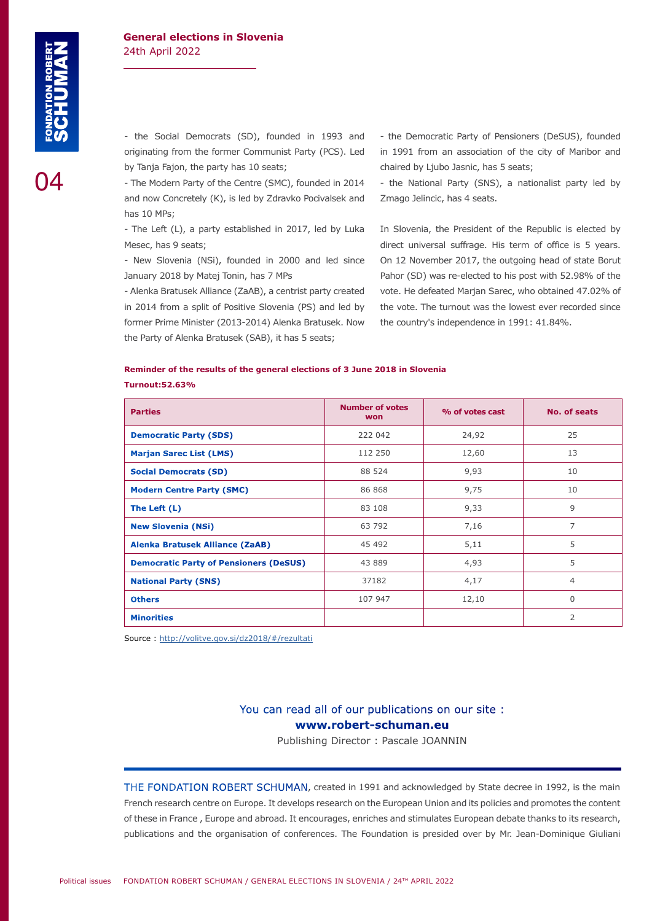- the Social Democrats (SD), founded in 1993 and originating from the former Communist Party (PCS). Led by Tanja Fajon, the party has 10 seats;

- The Modern Party of the Centre (SMC), founded in 2014 and now Concretely (K), is led by Zdravko Pocivalsek and has 10 MPs;

- The Left (L), a party established in 2017, led by Luka Mesec, has 9 seats;

- New Slovenia (NSi), founded in 2000 and led since January 2018 by Matej Tonin, has 7 MPs

- Alenka Bratusek Alliance (ZaAB), a centrist party created in 2014 from a split of Positive Slovenia (PS) and led by former Prime Minister (2013-2014) Alenka Bratusek. Now the Party of Alenka Bratusek (SAB), it has 5 seats;

- the Democratic Party of Pensioners (DeSUS), founded in 1991 from an association of the city of Maribor and chaired by Ljubo Jasnic, has 5 seats;

- the National Party (SNS), a nationalist party led by Zmago Jelincic, has 4 seats.

In Slovenia, the President of the Republic is elected by direct universal suffrage. His term of office is 5 years. On 12 November 2017, the outgoing head of state Borut Pahor (SD) was re-elected to his post with 52.98% of the vote. He defeated Marjan Sarec, who obtained 47.02% of the vote. The turnout was the lowest ever recorded since the country's independence in 1991: 41.84%.

**Reminder of the results of the general elections of 3 June 2018 in Slovenia**

**Turnout:52.63%**

| Parties | Number of votes won | % of votes cast | No. of seats |
|---|---|---|---|
| **Democratic Party (SDS)** | 222 042 | 24,92 | 25 |
| **Marjan Sarec List (LMS)** | 112 250 | 12,60 | 13 |
| **Social Democrats (SD)** | 88 524 | 9,93 | 10 |
| **Modern Centre Party (SMC)** | 86 868 | 9,75 | 10 |
| **The Left (L)** | 83 108 | 9,33 | 9 |
| **New Slovenia (NSi)** | 63 792 | 7,16 | 7 |
| **Alenka Bratusek Alliance (ZaAB)** | 45 492 | 5,11 | 5 |
| **Democratic Party of Pensioners (DeSUS)** | 43 889 | 4,93 | 5 |
| **National Party (SNS)** | 37182 | 4,17 | 4 |
| **Others** | 107 947 | 12,10 | 0 |
| **Minorities** | | | 2 |

Source : http://volitve.gov.si/dz2018/#/rezultati

You can read all of our publications on our site :
**www.robert-schuman.eu**
Publishing Director : Pascale JOANNIN

THE FONDATION ROBERT SCHUMAN, created in 1991 and acknowledged by State decree in 1992, is the main French research centre on Europe. It develops research on the European Union and its policies and promotes the content of these in France , Europe and abroad. It encourages, enriches and stimulates European debate thanks to its research, publications and the organisation of conferences. The Foundation is presided over by Mr. Jean-Dominique Giuliani